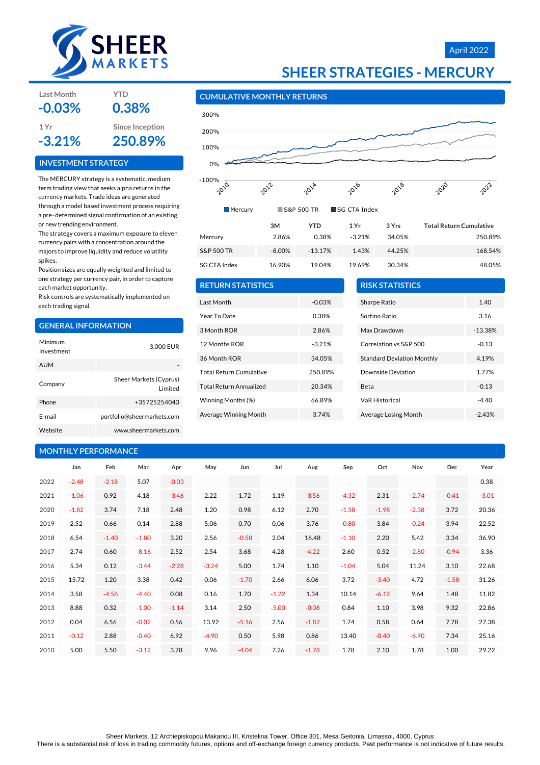SHEER MARKETS

April 2022

# SHEER STRATEGIES - MERCURY

| Last Month | YTD |
|---|---|
| -0.03% | 0.38% |

| 1 Yr | Since Inception |
|---|---|
| -3.21% | 250.89% |

## INVESTMENT STRATEGY

The MERCURY strategy is a systematic, medium term trading view that seeks alpha returns in the currency markets. Trade ideas are generated through a model based investment process requiring a pre- determined signal confirmation of an existing or new trending environment.

The strategy covers a maximum exposure to eleven currency pairs with a concentration around the majors to improve liquidity and reduce volatility spikes.

Position sizes are equally weighted and limited to one strategy per currency pair, in order to capture each market opportunity.

Risk controls are systematically implemented on each trading signal.

## GENERAL INFORMATION

| | |
|---|---|
| Minimum Investment | 3,000 EUR |
| AUM | - |
| Company | Sheer Markets (Cyprus) Limited |
| Phone | +35725254043 |
| E-mail | portfolio@sheermarkets.com |
| Website | www.sheermarkets.com |

## CUMULATIVE MONTHLY RETURNS

Mercury · S&P 500 TR · SG CTA Index

| | 3M | YTD | 1 Yr | 3 Yrs | Total Return Cumulative |
|---|---|---|---|---|---|
| Mercury | 2.86% | 0.38% | -3.21% | 34.05% | 250.89% |
| S&P 500 TR | -8.00% | -13.17% | 1.43% | 44.25% | 168.54% |
| SG CTA Index | 16.90% | 19.04% | 19.69% | 30.34% | 48.05% |

## RETURN STATISTICS

| | |
|---|---|
| Last Month | -0.03% |
| Year To Date | 0.38% |
| 3 Month ROR | 2.86% |
| 12 Months ROR | -3.21% |
| 36 Month ROR | 34.05% |
| Total Return Cumulative | 250.89% |
| Total Return Annualized | 20.34% |
| Winning Months (%) | 66.89% |
| Average Winning Month | 3.74% |

## RISK STATISTICS

| | |
|---|---|
| Sharpe Ratio | 1.40 |
| Sortino Ratio | 3.16 |
| Max Drawdown | -13.38% |
| Correlation vs S&P 500 | -0.13 |
| Standard Deviation Monthly | 4.19% |
| Downside Deviation | 1.77% |
| Beta | -0.13 |
| VaR Historical | -4.40 |
| Average Losing Month | -2.43% |

## MONTHLY PERFORMANCE

| | Jan | Feb | Mar | Apr | May | Jun | Jul | Aug | Sep | Oct | Nov | Dec | Year |
|---|---|---|---|---|---|---|---|---|---|---|---|---|---|
| 2022 | -2.48 | -2.18 | 5.07 | -0.03 | | | | | | | | | 0.38 |
| 2021 | -1.06 | 0.92 | 4.18 | -3.46 | 2.22 | 1.72 | 1.19 | -3.56 | -4.32 | 2.31 | -2.74 | -0.41 | -3.01 |
| 2020 | -1.82 | 3.74 | 7.18 | 2.48 | 1.20 | 0.98 | 6.12 | 2.70 | -1.58 | -1.98 | -2.38 | 3.72 | 20.36 |
| 2019 | 2.52 | 0.66 | 0.14 | 2.88 | 5.06 | 0.70 | 0.06 | 3.76 | -0.80 | 3.84 | -0.24 | 3.94 | 22.52 |
| 2018 | 6.54 | -1.40 | -1.80 | 3.20 | 2.56 | -0.58 | 2.04 | 16.48 | -1.10 | 2.20 | 5.42 | 3.34 | 36.90 |
| 2017 | 2.74 | 0.60 | -8.16 | 2.52 | 2.54 | 3.68 | 4.28 | -4.22 | 2.60 | 0.52 | -2.80 | -0.94 | 3.36 |
| 2016 | 5.34 | 0.12 | -3.44 | -2.28 | -3.24 | 5.00 | 1.74 | 1.10 | -1.04 | 5.04 | 11.24 | 3.10 | 22.68 |
| 2015 | 15.72 | 1.20 | 3.38 | 0.42 | 0.06 | -1.70 | 2.66 | 6.06 | 3.72 | -3.40 | 4.72 | -1.58 | 31.26 |
| 2014 | 3.58 | -4.56 | -4.40 | 0.08 | 0.16 | 1.70 | -1.22 | 1.34 | 10.14 | -6.12 | 9.64 | 1.48 | 11.82 |
| 2013 | 8.88 | 0.32 | -1.00 | -1.14 | 3.14 | 2.50 | -5.00 | -0.08 | 0.84 | 1.10 | 3.98 | 9.32 | 22.86 |
| 2012 | 0.04 | 6.56 | -0.02 | 0.56 | 13.92 | -5.16 | 2.56 | -1.82 | 1.74 | 0.58 | 0.64 | 7.78 | 27.38 |
| 2011 | -0.12 | 2.88 | -0.40 | 6.92 | -4.90 | 0.50 | 5.98 | 0.86 | 13.40 | -0.40 | -6.90 | 7.34 | 25.16 |
| 2010 | 5.00 | 5.50 | -3.12 | 3.78 | 9.96 | -4.04 | 7.26 | -1.78 | 1.78 | 2.10 | 1.78 | 1.00 | 29.22 |

Sheer Markets, 12 Archiepiskopou Makariou III, Kristelina Tower, Office 301, Mesa Geitonia, Limassol, 4000, Cyprus

There is a substantial risk of loss in trading commodity futures, options and off-exchange foreign currency products. Past performance is not indicative of future results.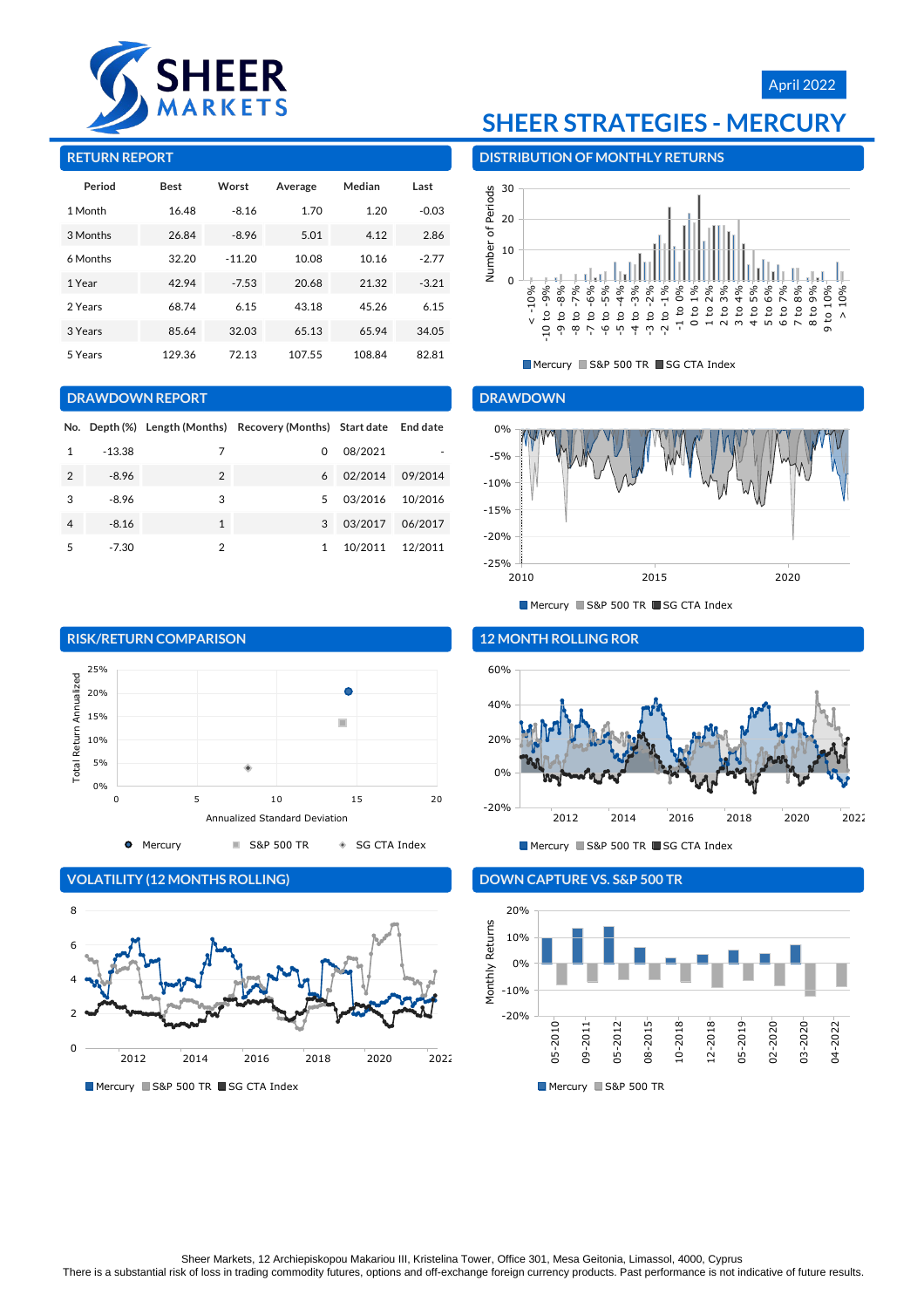April 2022

# SHEER STRATEGIES - MERCURY

## RETURN REPORT

| Period | Best | Worst | Average | Median | Last |
|---|---|---|---|---|---|
| 1 Month | 16.48 | -8.16 | 1.70 | 1.20 | -0.03 |
| 3 Months | 26.84 | -8.96 | 5.01 | 4.12 | 2.86 |
| 6 Months | 32.20 | -11.20 | 10.08 | 10.16 | -2.77 |
| 1 Year | 42.94 | -7.53 | 20.68 | 21.32 | -3.21 |
| 2 Years | 68.74 | 6.15 | 43.18 | 45.26 | 6.15 |
| 3 Years | 85.64 | 32.03 | 65.13 | 65.94 | 34.05 |
| 5 Years | 129.36 | 72.13 | 107.55 | 108.84 | 82.81 |

## DISTRIBUTION OF MONTHLY RETURNS

Mercury | S&P 500 TR | SG CTA Index

## DRAWDOWN REPORT

| No. | Depth (%) | Length (Months) | Recovery (Months) | Start date | End date |
|---|---|---|---|---|---|
| 1 | -13.38 | 7 | 0 | 08/2021 | - |
| 2 | -8.96 | 2 | 6 | 02/2014 | 09/2014 |
| 3 | -8.96 | 3 | 5 | 03/2016 | 10/2016 |
| 4 | -8.16 | 1 | 3 | 03/2017 | 06/2017 |
| 5 | -7.30 | 2 | 1 | 10/2011 | 12/2011 |

## DRAWDOWN

Mercury | S&P 500 TR | SG CTA Index

## RISK/RETURN COMPARISON

Mercury | S&P 500 TR | SG CTA Index

## 12 MONTH ROLLING ROR

Mercury | S&P 500 TR | SG CTA Index

## VOLATILITY (12 MONTHS ROLLING)

Mercury | S&P 500 TR | SG CTA Index

## DOWN CAPTURE VS. S&P 500 TR

Mercury | S&P 500 TR

Sheer Markets, 12 Archiepiskopou Makariou III, Kristelina Tower, Office 301, Mesa Geitonia, Limassol, 4000, Cyprus
There is a substantial risk of loss in trading commodity futures, options and off-exchange foreign currency products. Past performance is not indicative of future results.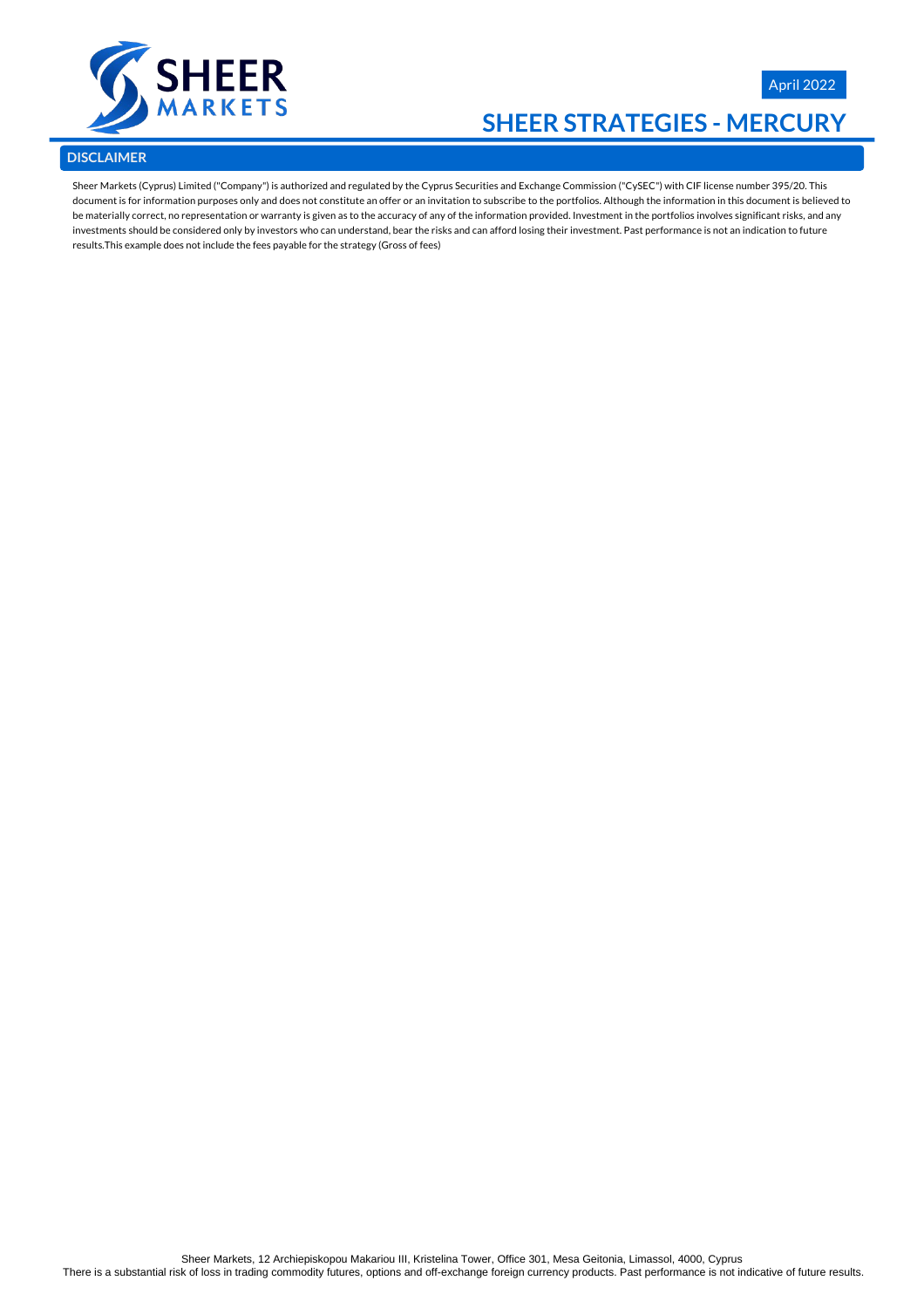## DISCLAIMER

Sheer Markets (Cyprus) Limited ("Company") is authorized and regulated by the Cyprus Securities and Exchange Commission ("CySEC") with CIF license number 395/20. This document is for information purposes only and does not constitute an offer or an invitation to subscribe to the portfolios. Although the information in this document is believed to be materially correct, no representation or warranty is given as to the accuracy of any of the information provided. Investment in the portfolios involves significant risks, and any investments should be considered only by investors who can understand, bear the risks and can afford losing their investment. Past performance is not an indication to future results.This example does not include the fees payable for the strategy (Gross of fees)